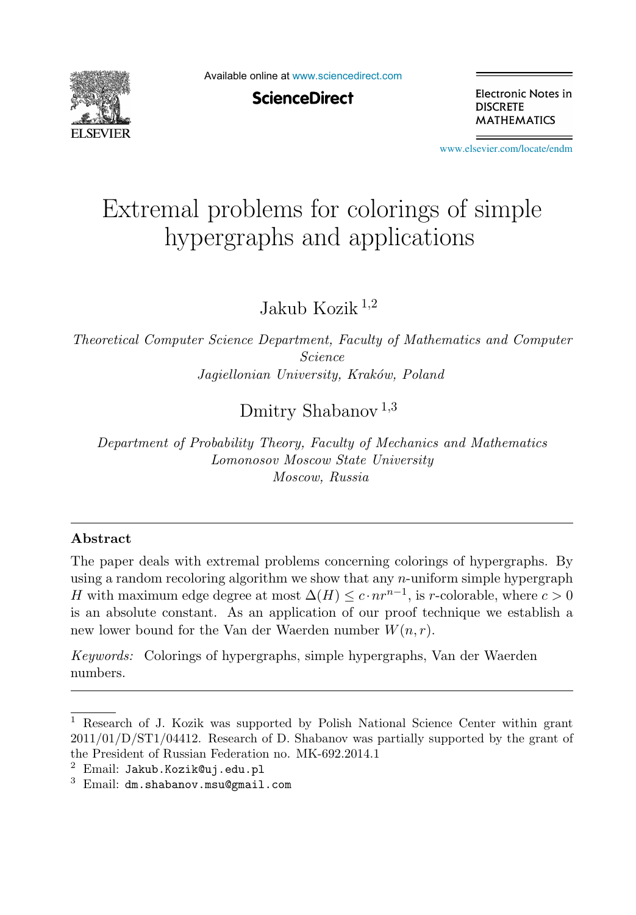# Extremal problems for colorings of simple hypergraphs and applications

Jakub Kozik [1,2]

*Theoretical Computer Science Department, Faculty of Mathematics and Computer Science*
*Jagiellonian University, Kraków, Poland*

Dmitry Shabanov [1,3]

*Department of Probability Theory, Faculty of Mechanics and Mathematics*
*Lomonosov Moscow State University*
*Moscow, Russia*

---

### Abstract

The paper deals with extremal problems concerning colorings of hypergraphs. By using a random recoloring algorithm we show that any $n$-uniform simple hypergraph $H$ with maximum edge degree at most $\Delta(H) \leq c \cdot nr^{n-1}$, is $r$-colorable, where $c > 0$ is an absolute constant. As an application of our proof technique we establish a new lower bound for the Van der Waerden number $W(n, r)$.

*Keywords:* Colorings of hypergraphs, simple hypergraphs, Van der Waerden numbers.

---

[1] Research of J. Kozik was supported by Polish National Science Center within grant 2011/01/D/ST1/04412. Research of D. Shabanov was partially supported by the grant of the President of Russian Federation no. MK-692.2014.1

[2] Email: `Jakub.Kozik@uj.edu.pl`

[3] Email: `dm.shabanov.msu@gmail.com`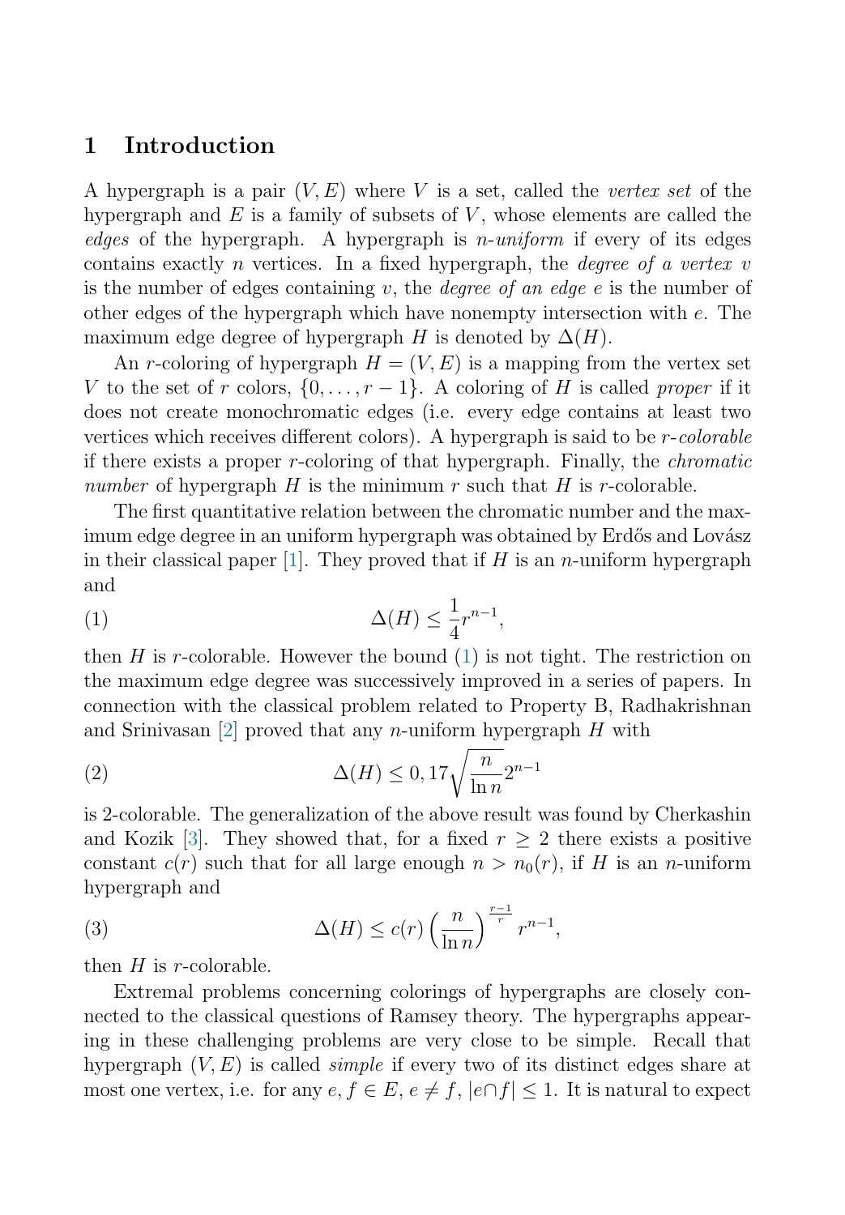## 1 Introduction

A hypergraph is a pair $(V, E)$ where $V$ is a set, called the *vertex set* of the hypergraph and $E$ is a family of subsets of $V$, whose elements are called the *edges* of the hypergraph. A hypergraph is *n-uniform* if every of its edges contains exactly $n$ vertices. In a fixed hypergraph, the *degree of a vertex* $v$ is the number of edges containing $v$, the *degree of an edge* $e$ is the number of other edges of the hypergraph which have nonempty intersection with $e$. The maximum edge degree of hypergraph $H$ is denoted by $\Delta(H)$.

An $r$-coloring of hypergraph $H = (V, E)$ is a mapping from the vertex set $V$ to the set of $r$ colors, $\{0, \dots, r-1\}$. A coloring of $H$ is called *proper* if it does not create monochromatic edges (i.e. every edge contains at least two vertices which receives different colors). A hypergraph is said to be *r-colorable* if there exists a proper $r$-coloring of that hypergraph. Finally, the *chromatic number* of hypergraph $H$ is the minimum $r$ such that $H$ is $r$-colorable.

The first quantitative relation between the chromatic number and the maximum edge degree in an uniform hypergraph was obtained by Erdős and Lovász in their classical paper [1]. They proved that if $H$ is an $n$-uniform hypergraph and

$$\Delta(H) \le \frac{1}{4} r^{n-1}, \tag{1}$$

then $H$ is $r$-colorable. However the bound (1) is not tight. The restriction on the maximum edge degree was successively improved in a series of papers. In connection with the classical problem related to Property B, Radhakrishnan and Srinivasan [2] proved that any $n$-uniform hypergraph $H$ with

$$\Delta(H) \le 0,17 \sqrt{\frac{n}{\ln n}} 2^{n-1} \tag{2}$$

is 2-colorable. The generalization of the above result was found by Cherkashin and Kozik [3]. They showed that, for a fixed $r \ge 2$ there exists a positive constant $c(r)$ such that for all large enough $n > n_0(r)$, if $H$ is an $n$-uniform hypergraph and

$$\Delta(H) \le c(r) \left(\frac{n}{\ln n}\right)^{\frac{r-1}{r}} r^{n-1}, \tag{3}$$

then $H$ is $r$-colorable.

Extremal problems concerning colorings of hypergraphs are closely connected to the classical questions of Ramsey theory. The hypergraphs appearing in these challenging problems are very close to be simple. Recall that hypergraph $(V, E)$ is called *simple* if every two of its distinct edges share at most one vertex, i.e. for any $e, f \in E$, $e \ne f$, $|e \cap f| \le 1$. It is natural to expect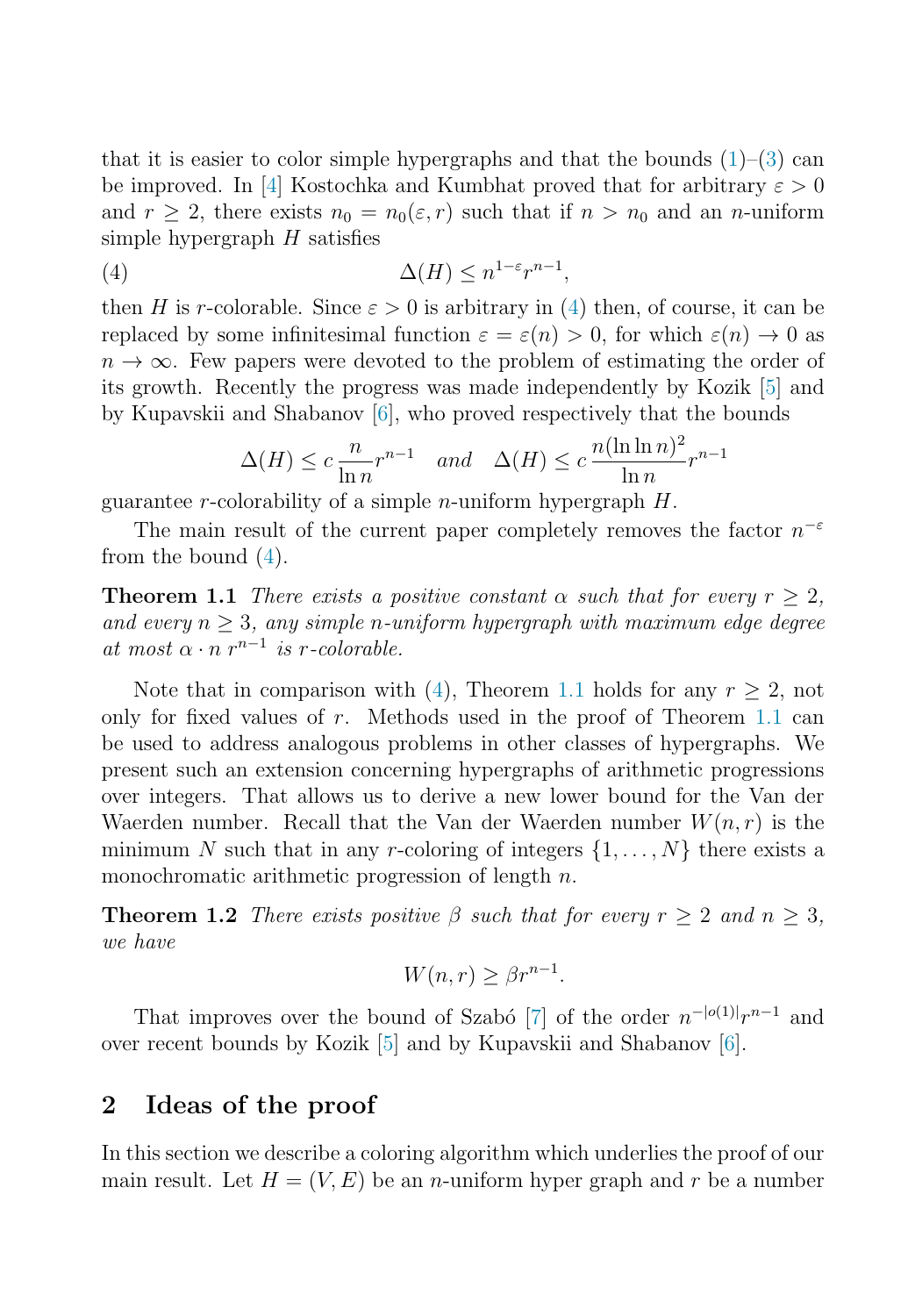that it is easier to color simple hypergraphs and that the bounds (1)–(3) can be improved. In [4] Kostochka and Kumbhat proved that for arbitrary $\varepsilon > 0$ and $r \geq 2$, there exists $n_0 = n_0(\varepsilon, r)$ such that if $n > n_0$ and an $n$-uniform simple hypergraph $H$ satisfies

$$\Delta(H) \leq n^{1-\varepsilon} r^{n-1}, \tag{4}$$

then $H$ is $r$-colorable. Since $\varepsilon > 0$ is arbitrary in (4) then, of course, it can be replaced by some infinitesimal function $\varepsilon = \varepsilon(n) > 0$, for which $\varepsilon(n) \to 0$ as $n \to \infty$. Few papers were devoted to the problem of estimating the order of its growth. Recently the progress was made independently by Kozik [5] and by Kupavskii and Shabanov [6], who proved respectively that the bounds

$$\Delta(H) \leq c\,\frac{n}{\ln n} r^{n-1} \quad \textit{and} \quad \Delta(H) \leq c\,\frac{n(\ln\ln n)^2}{\ln n} r^{n-1}$$

guarantee $r$-colorability of a simple $n$-uniform hypergraph $H$.

The main result of the current paper completely removes the factor $n^{-\varepsilon}$ from the bound (4).

**Theorem 1.1** *There exists a positive constant $\alpha$ such that for every $r \geq 2$, and every $n \geq 3$, any simple $n$-uniform hypergraph with maximum edge degree at most $\alpha \cdot n\, r^{n-1}$ is $r$-colorable.*

Note that in comparison with (4), Theorem 1.1 holds for any $r \geq 2$, not only for fixed values of $r$. Methods used in the proof of Theorem 1.1 can be used to address analogous problems in other classes of hypergraphs. We present such an extension concerning hypergraphs of arithmetic progressions over integers. That allows us to derive a new lower bound for the Van der Waerden number. Recall that the Van der Waerden number $W(n, r)$ is the minimum $N$ such that in any $r$-coloring of integers $\{1, \ldots, N\}$ there exists a monochromatic arithmetic progression of length $n$.

**Theorem 1.2** *There exists positive $\beta$ such that for every $r \geq 2$ and $n \geq 3$, we have*

$$W(n, r) \geq \beta r^{n-1}.$$

That improves over the bound of Szabó [7] of the order $n^{-|o(1)|} r^{n-1}$ and over recent bounds by Kozik [5] and by Kupavskii and Shabanov [6].

## 2 Ideas of the proof

In this section we describe a coloring algorithm which underlies the proof of our main result. Let $H = (V, E)$ be an $n$-uniform hyper graph and $r$ be a number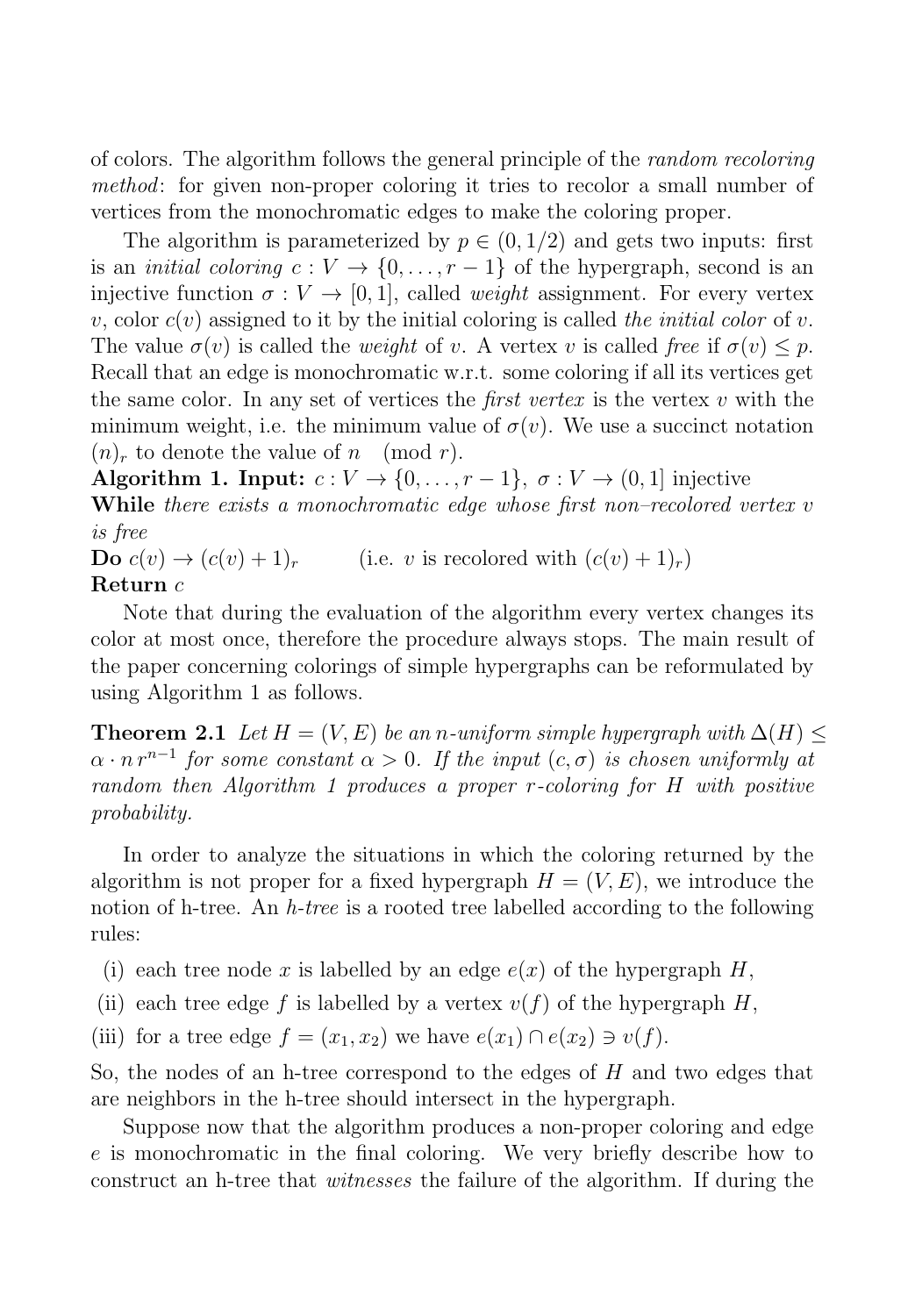of colors. The algorithm follows the general principle of the *random recoloring method*: for given non-proper coloring it tries to recolor a small number of vertices from the monochromatic edges to make the coloring proper.

The algorithm is parameterized by $p \in (0, 1/2)$ and gets two inputs: first is an *initial coloring* $c : V \to \{0, \ldots, r-1\}$ of the hypergraph, second is an injective function $\sigma : V \to [0, 1]$, called *weight* assignment. For every vertex $v$, color $c(v)$ assigned to it by the initial coloring is called *the initial color* of $v$. The value $\sigma(v)$ is called the *weight* of $v$. A vertex $v$ is called *free* if $\sigma(v) \leq p$. Recall that an edge is monochromatic w.r.t. some coloring if all its vertices get the same color. In any set of vertices the *first vertex* is the vertex $v$ with the minimum weight, i.e. the minimum value of $\sigma(v)$. We use a succinct notation $(n)_r$ to denote the value of $n \pmod r$.

**Algorithm 1. Input:** $c : V \to \{0, \ldots, r-1\}$, $\sigma : V \to (0, 1]$ injective
**While** *there exists a monochromatic edge whose first non–recolored vertex $v$ is free*
**Do** $c(v) \to (c(v) + 1)_r$ (i.e. $v$ is recolored with $(c(v) + 1)_r$)
**Return** $c$

Note that during the evaluation of the algorithm every vertex changes its color at most once, therefore the procedure always stops. The main result of the paper concerning colorings of simple hypergraphs can be reformulated by using Algorithm 1 as follows.

**Theorem 2.1** *Let $H = (V, E)$ be an $n$-uniform simple hypergraph with $\Delta(H) \leq \alpha \cdot n\, r^{n-1}$ for some constant $\alpha > 0$. If the input $(c, \sigma)$ is chosen uniformly at random then Algorithm 1 produces a proper $r$-coloring for $H$ with positive probability.*

In order to analyze the situations in which the coloring returned by the algorithm is not proper for a fixed hypergraph $H = (V, E)$, we introduce the notion of h-tree. An *h-tree* is a rooted tree labelled according to the following rules:

(i) each tree node $x$ is labelled by an edge $e(x)$ of the hypergraph $H$,

(ii) each tree edge $f$ is labelled by a vertex $v(f)$ of the hypergraph $H$,

(iii) for a tree edge $f = (x_1, x_2)$ we have $e(x_1) \cap e(x_2) \ni v(f)$.

So, the nodes of an h-tree correspond to the edges of $H$ and two edges that are neighbors in the h-tree should intersect in the hypergraph.

Suppose now that the algorithm produces a non-proper coloring and edge $e$ is monochromatic in the final coloring. We very briefly describe how to construct an h-tree that *witnesses* the failure of the algorithm. If during the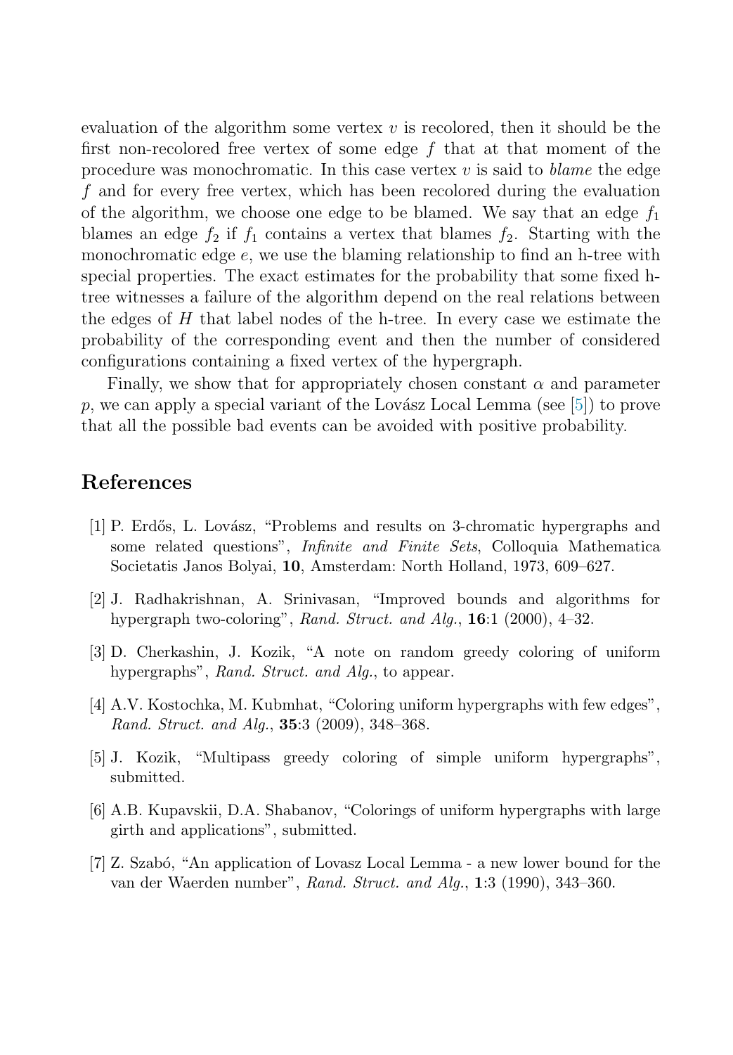evaluation of the algorithm some vertex $v$ is recolored, then it should be the first non-recolored free vertex of some edge $f$ that at that moment of the procedure was monochromatic. In this case vertex $v$ is said to *blame* the edge $f$ and for every free vertex, which has been recolored during the evaluation of the algorithm, we choose one edge to be blamed. We say that an edge $f_1$ blames an edge $f_2$ if $f_1$ contains a vertex that blames $f_2$. Starting with the monochromatic edge $e$, we use the blaming relationship to find an h-tree with special properties. The exact estimates for the probability that some fixed h-tree witnesses a failure of the algorithm depend on the real relations between the edges of $H$ that label nodes of the h-tree. In every case we estimate the probability of the corresponding event and then the number of considered configurations containing a fixed vertex of the hypergraph.

Finally, we show that for appropriately chosen constant $\alpha$ and parameter $p$, we can apply a special variant of the Lovász Local Lemma (see [5]) to prove that all the possible bad events can be avoided with positive probability.

## References

[1] P. Erdős, L. Lovász, "Problems and results on 3-chromatic hypergraphs and some related questions", *Infinite and Finite Sets*, Colloquia Mathematica Societatis Janos Bolyai, **10**, Amsterdam: North Holland, 1973, 609–627.

[2] J. Radhakrishnan, A. Srinivasan, "Improved bounds and algorithms for hypergraph two-coloring", *Rand. Struct. and Alg.*, **16**:1 (2000), 4–32.

[3] D. Cherkashin, J. Kozik, "A note on random greedy coloring of uniform hypergraphs", *Rand. Struct. and Alg.*, to appear.

[4] A.V. Kostochka, M. Kubmhat, "Coloring uniform hypergraphs with few edges", *Rand. Struct. and Alg.*, **35**:3 (2009), 348–368.

[5] J. Kozik, "Multipass greedy coloring of simple uniform hypergraphs", submitted.

[6] A.B. Kupavskii, D.A. Shabanov, "Colorings of uniform hypergraphs with large girth and applications", submitted.

[7] Z. Szabó, "An application of Lovasz Local Lemma - a new lower bound for the van der Waerden number", *Rand. Struct. and Alg.*, **1**:3 (1990), 343–360.